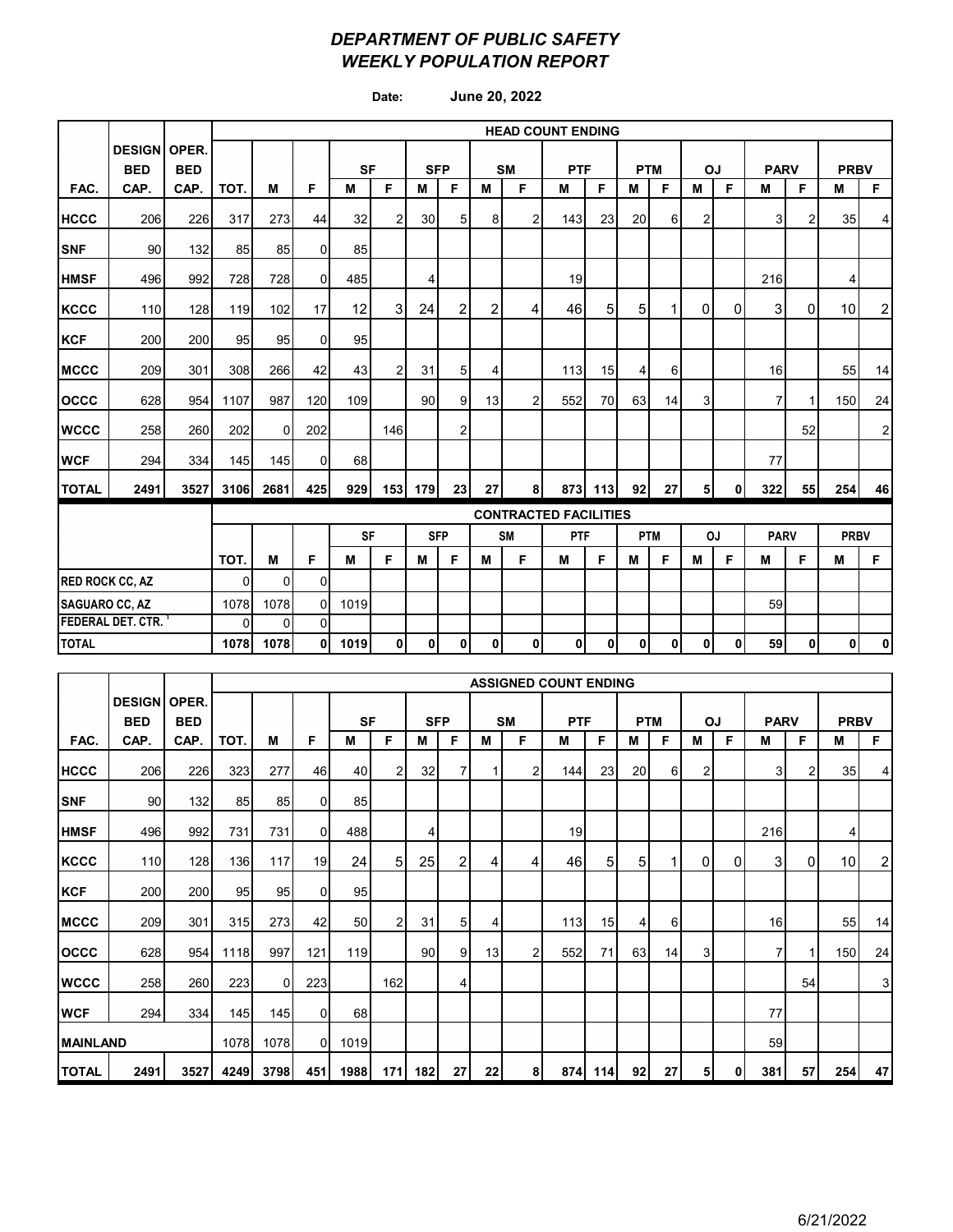# *DEPARTMENT OF PUBLIC SAFETY*
# *WEEKLY POPULATION REPORT*

**Date:** **June 20, 2022**

**HEAD COUNT ENDING**

| FAC. | DESIGN BED CAP. | OPER. BED CAP. | TOT. | M | F | SF M | SF F | SFP M | SFP F | SM M | SM F | PTF M | PTF F | PTM M | PTM F | OJ M | OJ F | PARV M | PARV F | PRBV M | PRBV F |
|---|---|---|---|---|---|---|---|---|---|---|---|---|---|---|---|---|---|---|---|---|---|
| **HCCC** | 206 | 226 | 317 | 273 | 44 | 32 | 2 | 30 | 5 | 8 | 2 | 143 | 23 | 20 | 6 | 2 | | 3 | 2 | 35 | 4 |
| **SNF** | 90 | 132 | 85 | 85 | 0 | 85 | | | | | | | | | | | | | | | |
| **HMSF** | 496 | 992 | 728 | 728 | 0 | 485 | | 4 | | | | 19 | | | | | | 216 | | 4 | |
| **KCCC** | 110 | 128 | 119 | 102 | 17 | 12 | 3 | 24 | 2 | 2 | 4 | 46 | 5 | 5 | 1 | 0 | 0 | 3 | 0 | 10 | 2 |
| **KCF** | 200 | 200 | 95 | 95 | 0 | 95 | | | | | | | | | | | | | | | |
| **MCCC** | 209 | 301 | 308 | 266 | 42 | 43 | 2 | 31 | 5 | 4 | | 113 | 15 | 4 | 6 | | | 16 | | 55 | 14 |
| **OCCC** | 628 | 954 | 1107 | 987 | 120 | 109 | | 90 | 9 | 13 | 2 | 552 | 70 | 63 | 14 | 3 | | 7 | 1 | 150 | 24 |
| **WCCC** | 258 | 260 | 202 | 0 | 202 | | 146 | | 2 | | | | | | | | | | 52 | | 2 |
| **WCF** | 294 | 334 | 145 | 145 | 0 | 68 | | | | | | | | | | | | 77 | | | |
| **TOTAL** | **2491** | **3527** | **3106** | **2681** | **425** | **929** | **153** | **179** | **23** | **27** | **8** | **873** | **113** | **92** | **27** | **5** | **0** | **322** | **55** | **254** | **46** |

**CONTRACTED FACILITIES**

| | TOT. | M | F | SF M | SF F | SFP M | SFP F | SM M | SM F | PTF M | PTF F | PTM M | PTM F | OJ M | OJ F | PARV M | PARV F | PRBV M | PRBV F |
|---|---|---|---|---|---|---|---|---|---|---|---|---|---|---|---|---|---|---|---|
| **RED ROCK CC, AZ** | 0 | 0 | 0 | | | | | | | | | | | | | | | | |
| **SAGUARO CC, AZ** | 1078 | 1078 | 0 | 1019 | | | | | | | | | | | | 59 | | | |
| **FEDERAL DET. CTR.** [1] | 0 | 0 | 0 | | | | | | | | | | | | | | | | |
| **TOTAL** | **1078** | **1078** | **0** | **1019** | **0** | **0** | **0** | **0** | **0** | **0** | **0** | **0** | **0** | **0** | **0** | **59** | **0** | **0** | **0** |

**ASSIGNED COUNT ENDING**

| FAC. | DESIGN BED CAP. | OPER. BED CAP. | TOT. | M | F | SF M | SF F | SFP M | SFP F | SM M | SM F | PTF M | PTF F | PTM M | PTM F | OJ M | OJ F | PARV M | PARV F | PRBV M | PRBV F |
|---|---|---|---|---|---|---|---|---|---|---|---|---|---|---|---|---|---|---|---|---|---|
| **HCCC** | 206 | 226 | 323 | 277 | 46 | 40 | 2 | 32 | 7 | 1 | 2 | 144 | 23 | 20 | 6 | 2 | | 3 | 2 | 35 | 4 |
| **SNF** | 90 | 132 | 85 | 85 | 0 | 85 | | | | | | | | | | | | | | | |
| **HMSF** | 496 | 992 | 731 | 731 | 0 | 488 | | 4 | | | | 19 | | | | | | 216 | | 4 | |
| **KCCC** | 110 | 128 | 136 | 117 | 19 | 24 | 5 | 25 | 2 | 4 | 4 | 46 | 5 | 5 | 1 | 0 | 0 | 3 | 0 | 10 | 2 |
| **KCF** | 200 | 200 | 95 | 95 | 0 | 95 | | | | | | | | | | | | | | | |
| **MCCC** | 209 | 301 | 315 | 273 | 42 | 50 | 2 | 31 | 5 | 4 | | 113 | 15 | 4 | 6 | | | 16 | | 55 | 14 |
| **OCCC** | 628 | 954 | 1118 | 997 | 121 | 119 | | 90 | 9 | 13 | 2 | 552 | 71 | 63 | 14 | 3 | | 7 | 1 | 150 | 24 |
| **WCCC** | 258 | 260 | 223 | 0 | 223 | | 162 | | 4 | | | | | | | | | | 54 | | 3 |
| **WCF** | 294 | 334 | 145 | 145 | 0 | 68 | | | | | | | | | | | | 77 | | | |
| **MAINLAND** | | | 1078 | 1078 | 0 | 1019 | | | | | | | | | | | | 59 | | | |
| **TOTAL** | **2491** | **3527** | **4249** | **3798** | **451** | **1988** | **171** | **182** | **27** | **22** | **8** | **874** | **114** | **92** | **27** | **5** | **0** | **381** | **57** | **254** | **47** |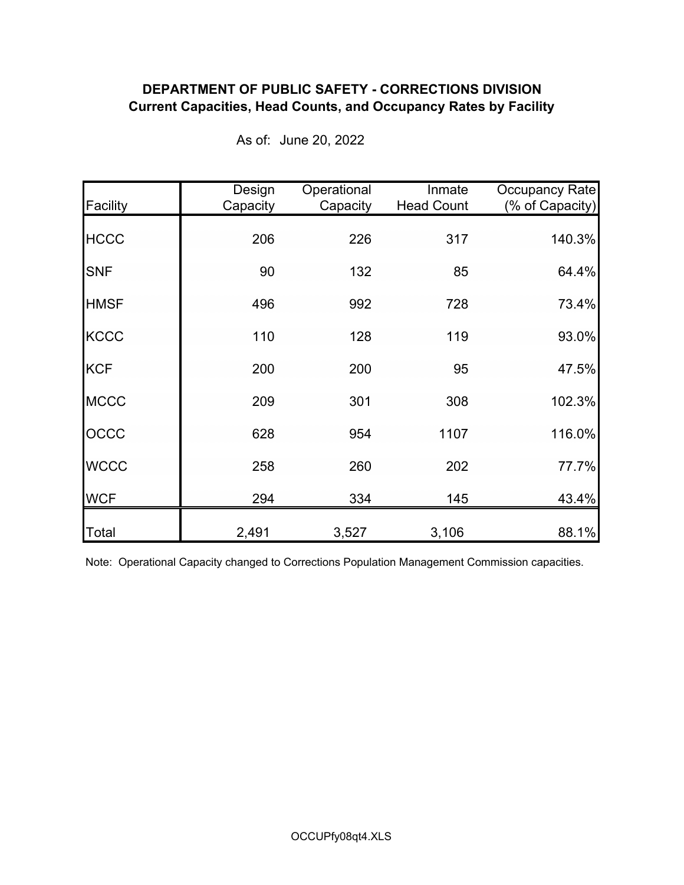**DEPARTMENT OF PUBLIC SAFETY - CORRECTIONS DIVISION**
**Current Capacities, Head Counts, and Occupancy Rates by Facility**

As of: June 20, 2022

| Facility | Design Capacity | Operational Capacity | Inmate Head Count | Occupancy Rate (% of Capacity) |
|---|---|---|---|---|
| HCCC | 206 | 226 | 317 | 140.3% |
| SNF | 90 | 132 | 85 | 64.4% |
| HMSF | 496 | 992 | 728 | 73.4% |
| KCCC | 110 | 128 | 119 | 93.0% |
| KCF | 200 | 200 | 95 | 47.5% |
| MCCC | 209 | 301 | 308 | 102.3% |
| OCCC | 628 | 954 | 1107 | 116.0% |
| WCCC | 258 | 260 | 202 | 77.7% |
| WCF | 294 | 334 | 145 | 43.4% |
| Total | 2,491 | 3,527 | 3,106 | 88.1% |

Note: Operational Capacity changed to Corrections Population Management Commission capacities.

OCCUPfy08qt4.XLS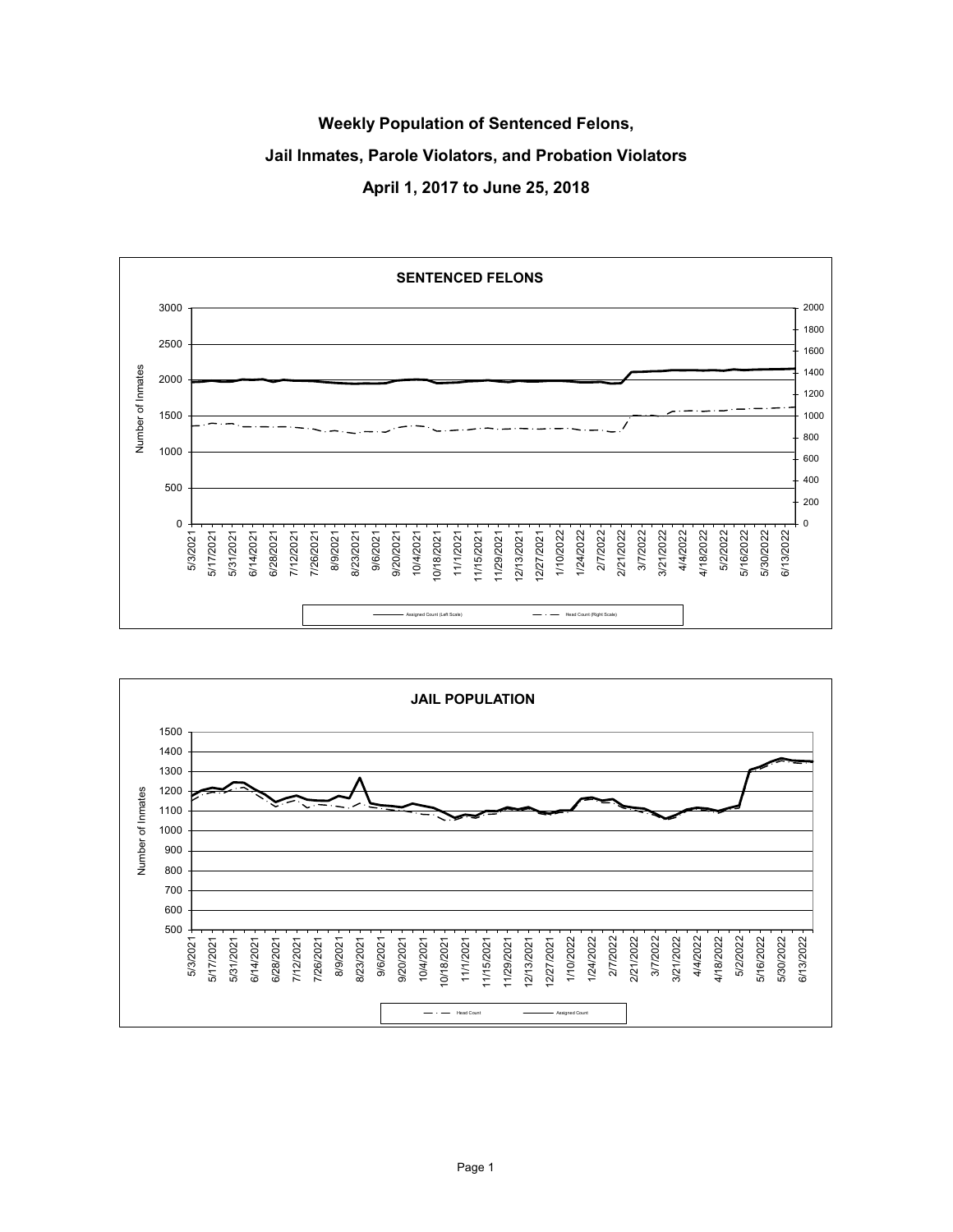# Weekly Population of Sentenced Felons,

# Jail Inmates, Parole Violators, and Probation Violators

# April 1, 2017 to June 25, 2018

**SENTENCED FELONS**

Number of Inmates

Left scale: 0, 500, 1000, 1500, 2000, 2500, 3000

Right scale: 0, 200, 400, 600, 800, 1000, 1200, 1400, 1600, 1800, 2000

5/3/2021, 5/17/2021, 5/31/2021, 6/14/2021, 6/28/2021, 7/12/2021, 7/26/2021, 8/9/2021, 8/23/2021, 9/6/2021, 9/20/2021, 10/4/2021, 10/18/2021, 11/1/2021, 11/15/2021, 11/29/2021, 12/13/2021, 12/27/2021, 1/10/2022, 1/24/2022, 2/7/2022, 2/21/2022, 3/7/2022, 3/21/2022, 4/4/2022, 4/18/2022, 5/2/2022, 5/16/2022, 5/30/2022, 6/13/2022

Assigned Count (Left Scale) — Head Count (Right Scale)

**JAIL POPULATION**

Number of Inmates

500, 600, 700, 800, 900, 1000, 1100, 1200, 1300, 1400, 1500

5/3/2021, 5/17/2021, 5/31/2021, 6/14/2021, 6/28/2021, 7/12/2021, 7/26/2021, 8/9/2021, 8/23/2021, 9/6/2021, 9/20/2021, 10/4/2021, 10/18/2021, 11/1/2021, 11/15/2021, 11/29/2021, 12/13/2021, 12/27/2021, 1/10/2022, 1/24/2022, 2/7/2022, 2/21/2022, 3/7/2022, 3/21/2022, 4/4/2022, 4/18/2022, 5/2/2022, 5/16/2022, 5/30/2022, 6/13/2022

Head Count — Assigned Count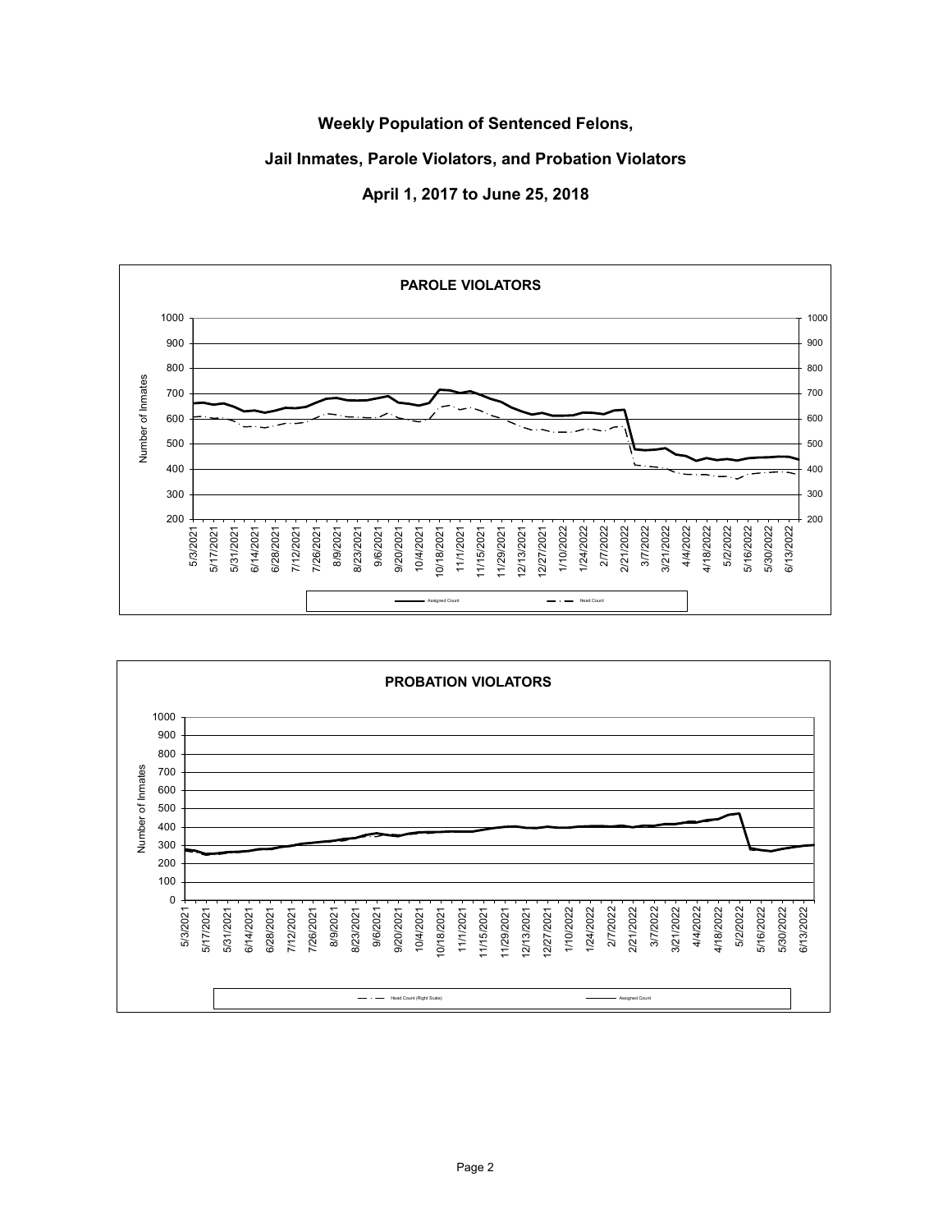**Weekly Population of Sentenced Felons,**

**Jail Inmates, Parole Violators, and Probation Violators**

**April 1, 2017 to June 25, 2018**

PAROLE VIOLATORS

Number of Inmates

1000
900
800
700
600
500
400
300
200

5/3/2021
5/17/2021
5/31/2021
6/14/2021
6/28/2021
7/12/2021
7/26/2021
8/9/2021
8/23/2021
9/6/2021
9/20/2021
10/4/2021
10/18/2021
11/1/2021
11/15/2021
11/29/2021
12/13/2021
12/27/2021
1/10/2022
1/24/2022
2/7/2022
2/21/2022
3/7/2022
3/21/2022
4/4/2022
4/18/2022
5/2/2022
5/16/2022
5/30/2022
6/13/2022

Assigned Count
Head Count

PROBATION VIOLATORS

Number of Inmates

1000
900
800
700
600
500
400
300
200
100
0

5/3/2021
5/17/2021
5/31/2021
6/14/2021
6/28/2021
7/12/2021
7/26/2021
8/9/2021
8/23/2021
9/6/2021
9/20/2021
10/4/2021
10/18/2021
11/1/2021
11/15/2021
11/29/2021
12/13/2021
12/27/2021
1/10/2022
1/24/2022
2/7/2022
2/21/2022
3/7/2022
3/21/2022
4/4/2022
4/18/2022
5/2/2022
5/16/2022
5/30/2022
6/13/2022

Head Count (Right Scale)
Assigned Count